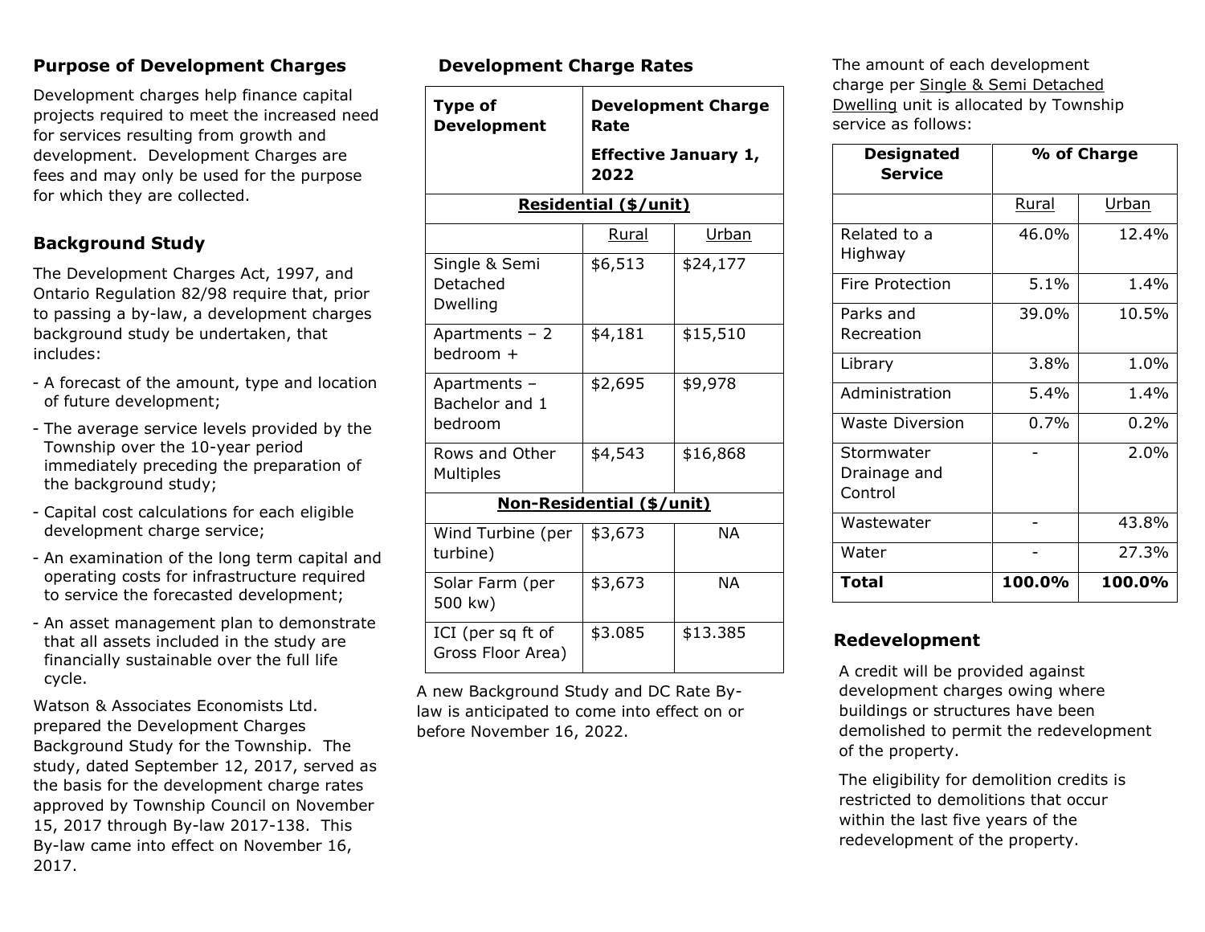## Purpose of Development Charges

Development charges help finance capital projects required to meet the increased need for services resulting from growth and development. Development Charges are fees and may only be used for the purpose for which they are collected.

## Background Study

The Development Charges Act, 1997, and Ontario Regulation 82/98 require that, prior to passing a by-law, a development charges background study be undertaken, that includes:

- A forecast of the amount, type and location of future development;
- The average service levels provided by the Township over the 10-year period immediately preceding the preparation of the background study;
- Capital cost calculations for each eligible development charge service;
- An examination of the long term capital and operating costs for infrastructure required to service the forecasted development;
- An asset management plan to demonstrate that all assets included in the study are financially sustainable over the full life cycle.

Watson & Associates Economists Ltd. prepared the Development Charges Background Study for the Township. The study, dated September 12, 2017, served as the basis for the development charge rates approved by Township Council on November 15, 2017 through By-law 2017-138. This By-law came into effect on November 16, 2017.

## Development Charge Rates

| Type of Development | Development Charge Rate Effective January 1, 2022 | |
|---|---|---|
| **Residential ($/unit)** | | |
| | Rural | Urban |
| Single & Semi Detached Dwelling | $6,513 | $24,177 |
| Apartments – 2 bedroom + | $4,181 | $15,510 |
| Apartments – Bachelor and 1 bedroom | $2,695 | $9,978 |
| Rows and Other Multiples | $4,543 | $16,868 |
| **Non-Residential ($/unit)** | | |
| Wind Turbine (per turbine) | $3,673 | NA |
| Solar Farm (per 500 kw) | $3,673 | NA |
| ICI (per sq ft of Gross Floor Area) | $3.085 | $13.385 |

A new Background Study and DC Rate By-law is anticipated to come into effect on or before November 16, 2022.

The amount of each development charge per Single & Semi Detached Dwelling unit is allocated by Township service as follows:

| Designated Service | % of Charge | |
|---|---|---|
| | Rural | Urban |
| Related to a Highway | 46.0% | 12.4% |
| Fire Protection | 5.1% | 1.4% |
| Parks and Recreation | 39.0% | 10.5% |
| Library | 3.8% | 1.0% |
| Administration | 5.4% | 1.4% |
| Waste Diversion | 0.7% | 0.2% |
| Stormwater Drainage and Control | - | 2.0% |
| Wastewater | - | 43.8% |
| Water | - | 27.3% |
| **Total** | **100.0%** | **100.0%** |

## Redevelopment

A credit will be provided against development charges owing where buildings or structures have been demolished to permit the redevelopment of the property.

The eligibility for demolition credits is restricted to demolitions that occur within the last five years of the redevelopment of the property.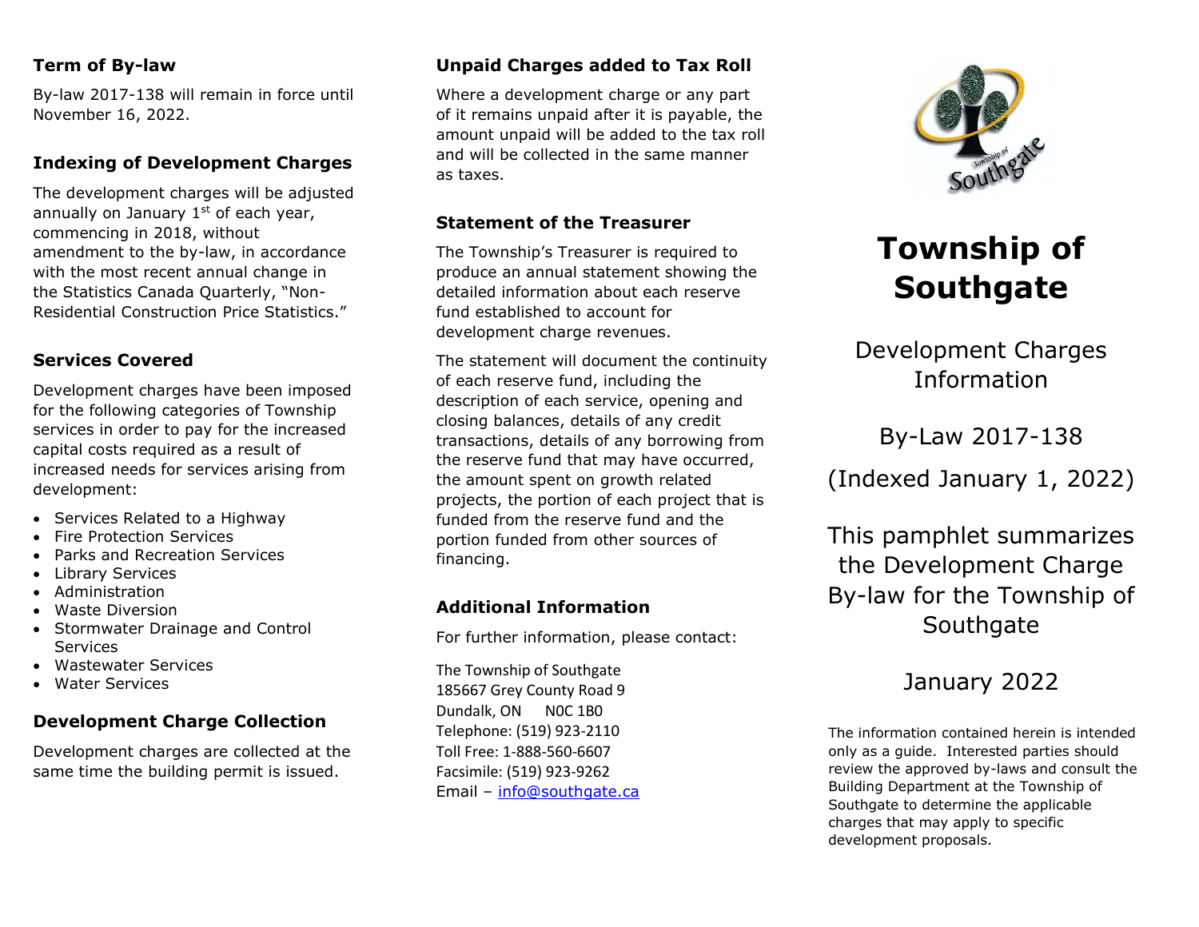## Term of By-law

By-law 2017-138 will remain in force until November 16, 2022.

## Indexing of Development Charges

The development charges will be adjusted annually on January 1st of each year, commencing in 2018, without amendment to the by-law, in accordance with the most recent annual change in the Statistics Canada Quarterly, "Non-Residential Construction Price Statistics."

## Services Covered

Development charges have been imposed for the following categories of Township services in order to pay for the increased capital costs required as a result of increased needs for services arising from development:

- Services Related to a Highway
- Fire Protection Services
- Parks and Recreation Services
- Library Services
- Administration
- Waste Diversion
- Stormwater Drainage and Control Services
- Wastewater Services
- Water Services

## Development Charge Collection

Development charges are collected at the same time the building permit is issued.

## Unpaid Charges added to Tax Roll

Where a development charge or any part of it remains unpaid after it is payable, the amount unpaid will be added to the tax roll and will be collected in the same manner as taxes.

## Statement of the Treasurer

The Township's Treasurer is required to produce an annual statement showing the detailed information about each reserve fund established to account for development charge revenues.

The statement will document the continuity of each reserve fund, including the description of each service, opening and closing balances, details of any credit transactions, details of any borrowing from the reserve fund that may have occurred, the amount spent on growth related projects, the portion of each project that is funded from the reserve fund and the portion funded from other sources of financing.

## Additional Information

For further information, please contact:

The Township of Southgate
185667 Grey County Road 9
Dundalk, ON N0C 1B0
Telephone: (519) 923-2110
Toll Free: 1-888-560-6607
Facsimile: (519) 923-9262
Email – info@southgate.ca

# Township of Southgate

Development Charges Information

By-Law 2017-138

(Indexed January 1, 2022)

This pamphlet summarizes the Development Charge By-law for the Township of Southgate

January 2022

The information contained herein is intended only as a guide. Interested parties should review the approved by-laws and consult the Building Department at the Township of Southgate to determine the applicable charges that may apply to specific development proposals.